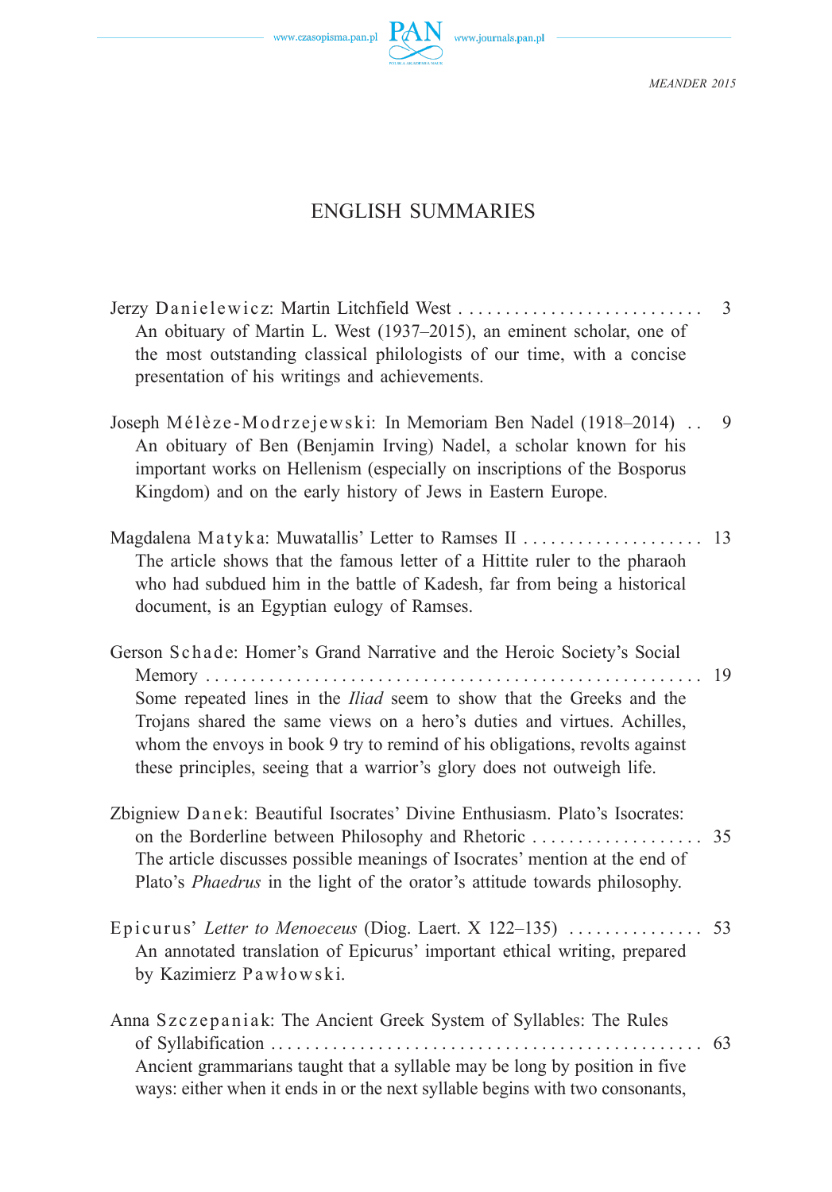# ENGLISH SUMMARIES

Jerzy Danielewicz: Martin Litchfield West . . . . . . . . . . . . . . . . . . . . . . . . . . . 3

An obituary of Martin L. West (1937–2015), an eminent scholar, one of the most outstanding classical philologists of our time, with a concise presentation of his writings and achievements.

Joseph Mélèze-Modrzejewski: In Memoriam Ben Nadel (1918–2014) . . 9

An obituary of Ben (Benjamin Irving) Nadel, a scholar known for his important works on Hellenism (especially on inscriptions of the Bosporus Kingdom) and on the early history of Jews in Eastern Europe.

Magdalena Matyka: Muwatallis' Letter to Ramses II . . . . . . . . . . . . . . . . . . . . 13

The article shows that the famous letter of a Hittite ruler to the pharaoh who had subdued him in the battle of Kadesh, far from being a historical document, is an Egyptian eulogy of Ramses.

Gerson Schade: Homer's Grand Narrative and the Heroic Society's Social Memory . . . . . . . . . . . . . . . . . . . . . . . . . . . . . . . . . . . . . . . . . . . . . . . . . . . . . . 19

Some repeated lines in the *Iliad* seem to show that the Greeks and the Trojans shared the same views on a hero's duties and virtues. Achilles, whom the envoys in book 9 try to remind of his obligations, revolts against these principles, seeing that a warrior's glory does not outweigh life.

Zbigniew Danek: Beautiful Isocrates' Divine Enthusiasm. Plato's Isocrates: on the Borderline between Philosophy and Rhetoric . . . . . . . . . . . . . . . . . . . 35

The article discusses possible meanings of Isocrates' mention at the end of Plato's *Phaedrus* in the light of the orator's attitude towards philosophy.

Epicurus' *Letter to Menoeceus* (Diog. Laert. X 122–135) . . . . . . . . . . . . . . . 53

An annotated translation of Epicurus' important ethical writing, prepared by Kazimierz Pawłowski.

Anna Szczepaniak: The Ancient Greek System of Syllables: The Rules of Syllabification . . . . . . . . . . . . . . . . . . . . . . . . . . . . . . . . . . . . . . . . . . . . . . . . . 63

Ancient grammarians taught that a syllable may be long by position in five ways: either when it ends in or the next syllable begins with two consonants,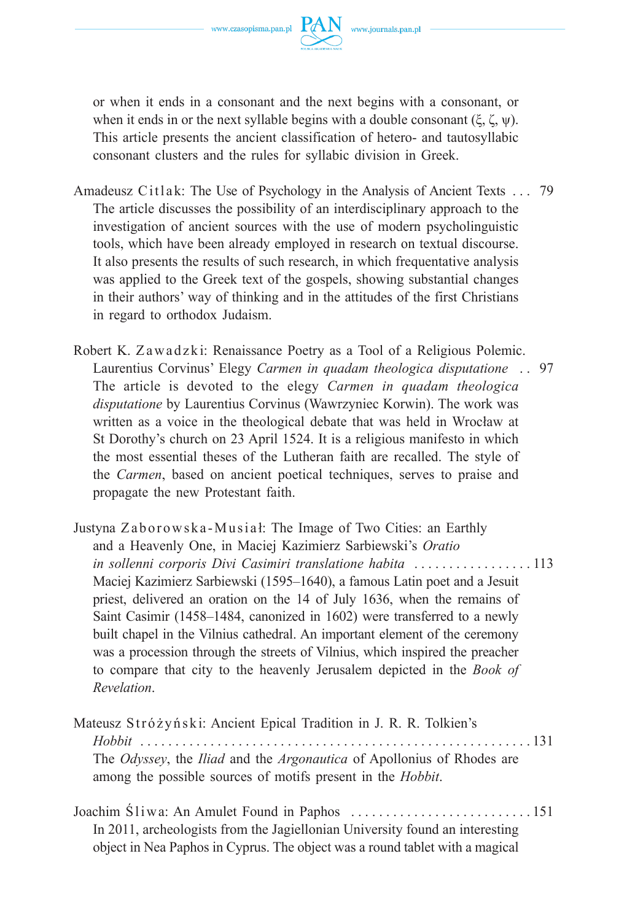or when it ends in a consonant and the next begins with a consonant, or when it ends in or the next syllable begins with a double consonant (ξ, ζ, ψ). This article presents the ancient classification of hetero- and tautosyllabic consonant clusters and the rules for syllabic division in Greek.

Amadeusz Citlak: The Use of Psychology in the Analysis of Ancient Texts . . . 79
The article discusses the possibility of an interdisciplinary approach to the investigation of ancient sources with the use of modern psycholinguistic tools, which have been already employed in research on textual discourse. It also presents the results of such research, in which frequentative analysis was applied to the Greek text of the gospels, showing substantial changes in their authors' way of thinking and in the attitudes of the first Christians in regard to orthodox Judaism.

Robert K. Zawadzki: Renaissance Poetry as a Tool of a Religious Polemic. Laurentius Corvinus' Elegy *Carmen in quadam theologica disputatione* . . 97
The article is devoted to the elegy *Carmen in quadam theologica disputatione* by Laurentius Corvinus (Wawrzyniec Korwin). The work was written as a voice in the theological debate that was held in Wrocław at St Dorothy's church on 23 April 1524. It is a religious manifesto in which the most essential theses of the Lutheran faith are recalled. The style of the *Carmen*, based on ancient poetical techniques, serves to praise and propagate the new Protestant faith.

Justyna Zaborowska-Musiał: The Image of Two Cities: an Earthly and a Heavenly One, in Maciej Kazimierz Sarbiewski's *Oratio in sollenni corporis Divi Casimiri translatione habita* . . . . . . . . . . . . . . . . . 113
Maciej Kazimierz Sarbiewski (1595–1640), a famous Latin poet and a Jesuit priest, delivered an oration on the 14 of July 1636, when the remains of Saint Casimir (1458–1484, canonized in 1602) were transferred to a newly built chapel in the Vilnius cathedral. An important element of the ceremony was a procession through the streets of Vilnius, which inspired the preacher to compare that city to the heavenly Jerusalem depicted in the *Book of Revelation*.

Mateusz Stróżyński: Ancient Epical Tradition in J. R. R. Tolkien's *Hobbit* . . . . . . . . . . . . . . . . . . . . . . . . . . . . . . . . . . . . . . . . . . . . . . . . . . . . . . . . 131
The *Odyssey*, the *Iliad* and the *Argonautica* of Apollonius of Rhodes are among the possible sources of motifs present in the *Hobbit*.

Joachim Śliwa: An Amulet Found in Paphos . . . . . . . . . . . . . . . . . . . . . . . . . . 151
In 2011, archeologists from the Jagiellonian University found an interesting object in Nea Paphos in Cyprus. The object was a round tablet with a magical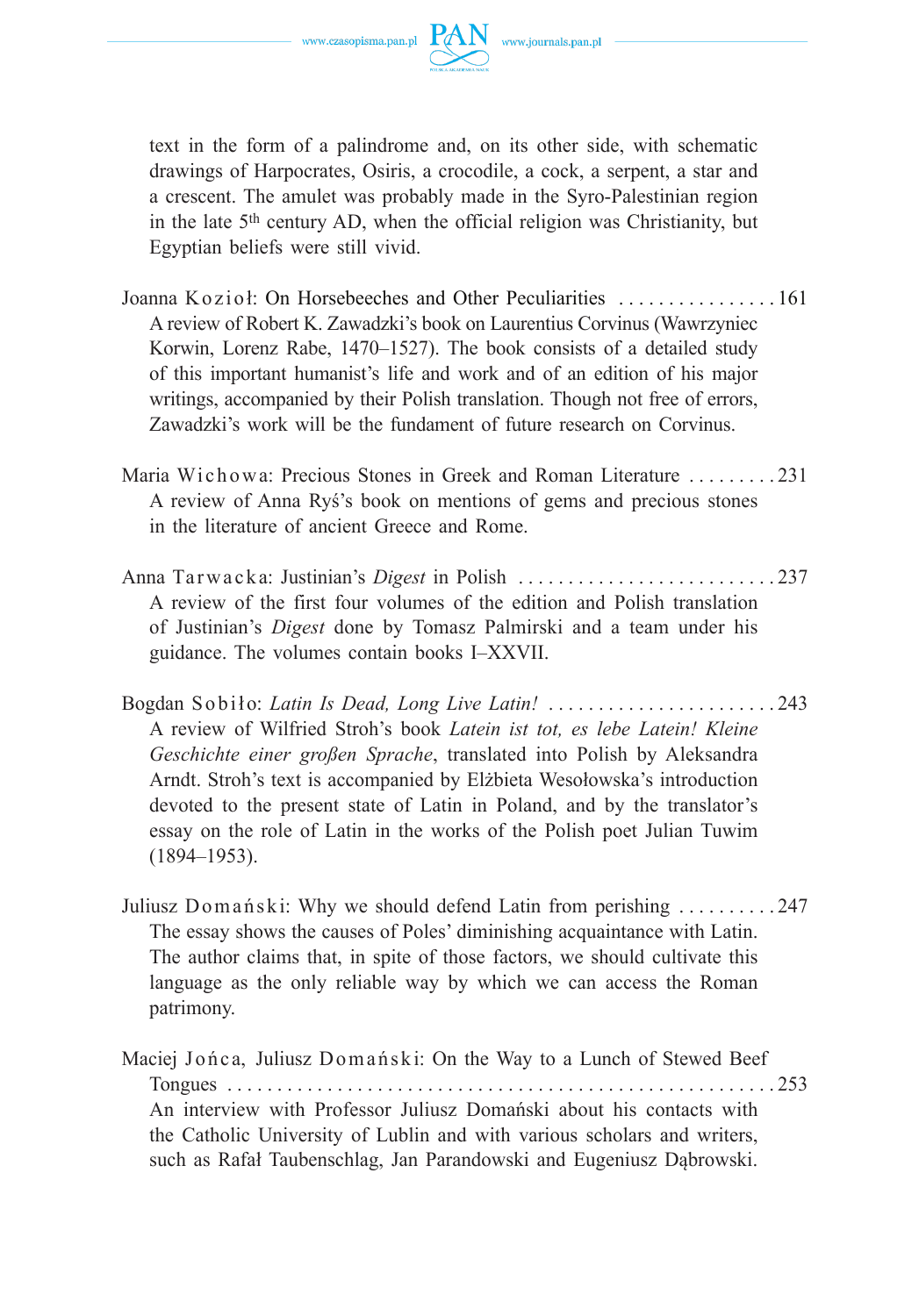text in the form of a palindrome and, on its other side, with schematic drawings of Harpocrates, Osiris, a crocodile, a cock, a serpent, a star and a crescent. The amulet was probably made in the Syro-Palestinian region in the late 5th century AD, when the official religion was Christianity, but Egyptian beliefs were still vivid.

Joanna Kozioł: On Horsebeeches and Other Peculiarities ................161
A review of Robert K. Zawadzki's book on Laurentius Corvinus (Wawrzyniec Korwin, Lorenz Rabe, 1470–1527). The book consists of a detailed study of this important humanist's life and work and of an edition of his major writings, accompanied by their Polish translation. Though not free of errors, Zawadzki's work will be the fundament of future research on Corvinus.

Maria Wichowa: Precious Stones in Greek and Roman Literature .........231
A review of Anna Ryś's book on mentions of gems and precious stones in the literature of ancient Greece and Rome.

Anna Tarwacka: Justinian's *Digest* in Polish ..........................237
A review of the first four volumes of the edition and Polish translation of Justinian's *Digest* done by Tomasz Palmirski and a team under his guidance. The volumes contain books I–XXVII.

Bogdan Sobiło: *Latin Is Dead, Long Live Latin!* .......................243
A review of Wilfried Stroh's book *Latein ist tot, es lebe Latein! Kleine Geschichte einer großen Sprache*, translated into Polish by Aleksandra Arndt. Stroh's text is accompanied by Elżbieta Wesołowska's introduction devoted to the present state of Latin in Poland, and by the translator's essay on the role of Latin in the works of the Polish poet Julian Tuwim (1894–1953).

Juliusz Domański: Why we should defend Latin from perishing ..........247
The essay shows the causes of Poles' diminishing acquaintance with Latin. The author claims that, in spite of those factors, we should cultivate this language as the only reliable way by which we can access the Roman patrimony.

Maciej Jońca, Juliusz Domański: On the Way to a Lunch of Stewed Beef Tongues ........................................................253
An interview with Professor Juliusz Domański about his contacts with the Catholic University of Lublin and with various scholars and writers, such as Rafał Taubenschlag, Jan Parandowski and Eugeniusz Dąbrowski.